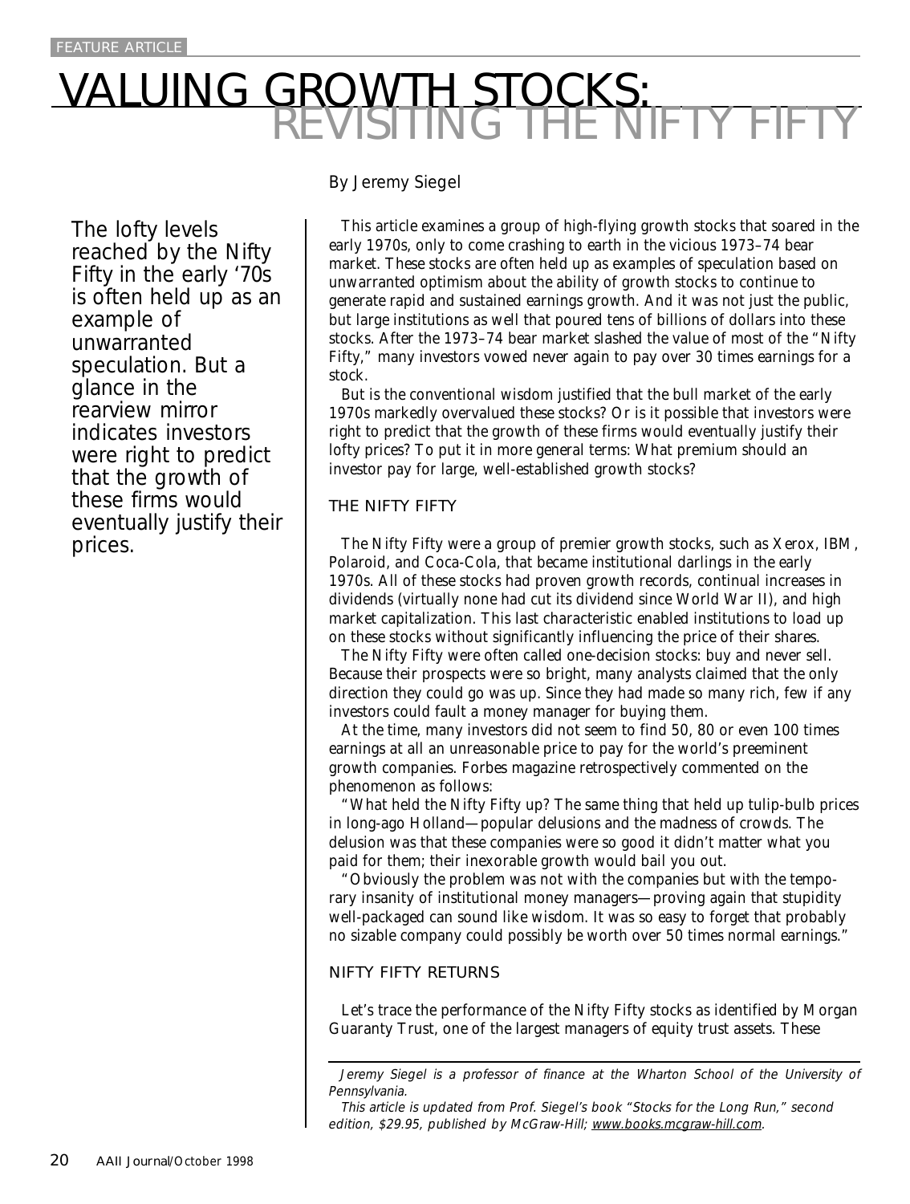FEATURE ARTICLE

# VALUING GROWTH STOCKS: REVISITING THE NIFTY FIFTY

By Jeremy Siegel

The lofty levels reached by the Nifty Fifty in the early '70s is often held up as an example of unwarranted speculation. But a glance in the rearview mirror indicates investors were right to predict that the growth of these firms would eventually justify their prices.

This article examines a group of high-flying growth stocks that soared in the early 1970s, only to come crashing to earth in the vicious 1973–74 bear market. These stocks are often held up as examples of speculation based on unwarranted optimism about the ability of growth stocks to continue to generate rapid and sustained earnings growth. And it was not just the public, but large institutions as well that poured tens of billions of dollars into these stocks. After the 1973–74 bear market slashed the value of most of the "Nifty Fifty," many investors vowed never again to pay over 30 times earnings for a stock.

But is the conventional wisdom justified that the bull market of the early 1970s markedly overvalued these stocks? Or is it possible that investors were right to predict that the growth of these firms would eventually justify their lofty prices? To put it in more general terms: What premium should an investor pay for large, well-established growth stocks?

## THE NIFTY FIFTY

The Nifty Fifty were a group of premier growth stocks, such as Xerox, IBM, Polaroid, and Coca-Cola, that became institutional darlings in the early 1970s. All of these stocks had proven growth records, continual increases in dividends (virtually none had cut its dividend since World War II), and high market capitalization. This last characteristic enabled institutions to load up on these stocks without significantly influencing the price of their shares.

The Nifty Fifty were often called one-decision stocks: buy and never sell. Because their prospects were so bright, many analysts claimed that the only direction they could go was up. Since they had made so many rich, few if any investors could fault a money manager for buying them.

At the time, many investors did not seem to find 50, 80 or even 100 times earnings at all an unreasonable price to pay for the world's preeminent growth companies. Forbes magazine retrospectively commented on the phenomenon as follows:

"What held the Nifty Fifty up? The same thing that held up tulip-bulb prices in long-ago Holland—popular delusions and the madness of crowds. The delusion was that these companies were so good it didn't matter what you paid for them; their inexorable growth would bail you out.

"Obviously the problem was not with the companies but with the temporary insanity of institutional money managers—proving again that stupidity well-packaged can sound like wisdom. It was so easy to forget that probably no sizable company could possibly be worth over 50 times normal earnings."

## NIFTY FIFTY RETURNS

Let's trace the performance of the Nifty Fifty stocks as identified by Morgan Guaranty Trust, one of the largest managers of equity trust assets. These

*Jeremy Siegel is a professor of finance at the Wharton School of the University of Pennsylvania.*

*This article is updated from Prof. Siegel's book "Stocks for the Long Run," second edition, $29.95, published by McGraw-Hill; www.books.mcgraw-hill.com.*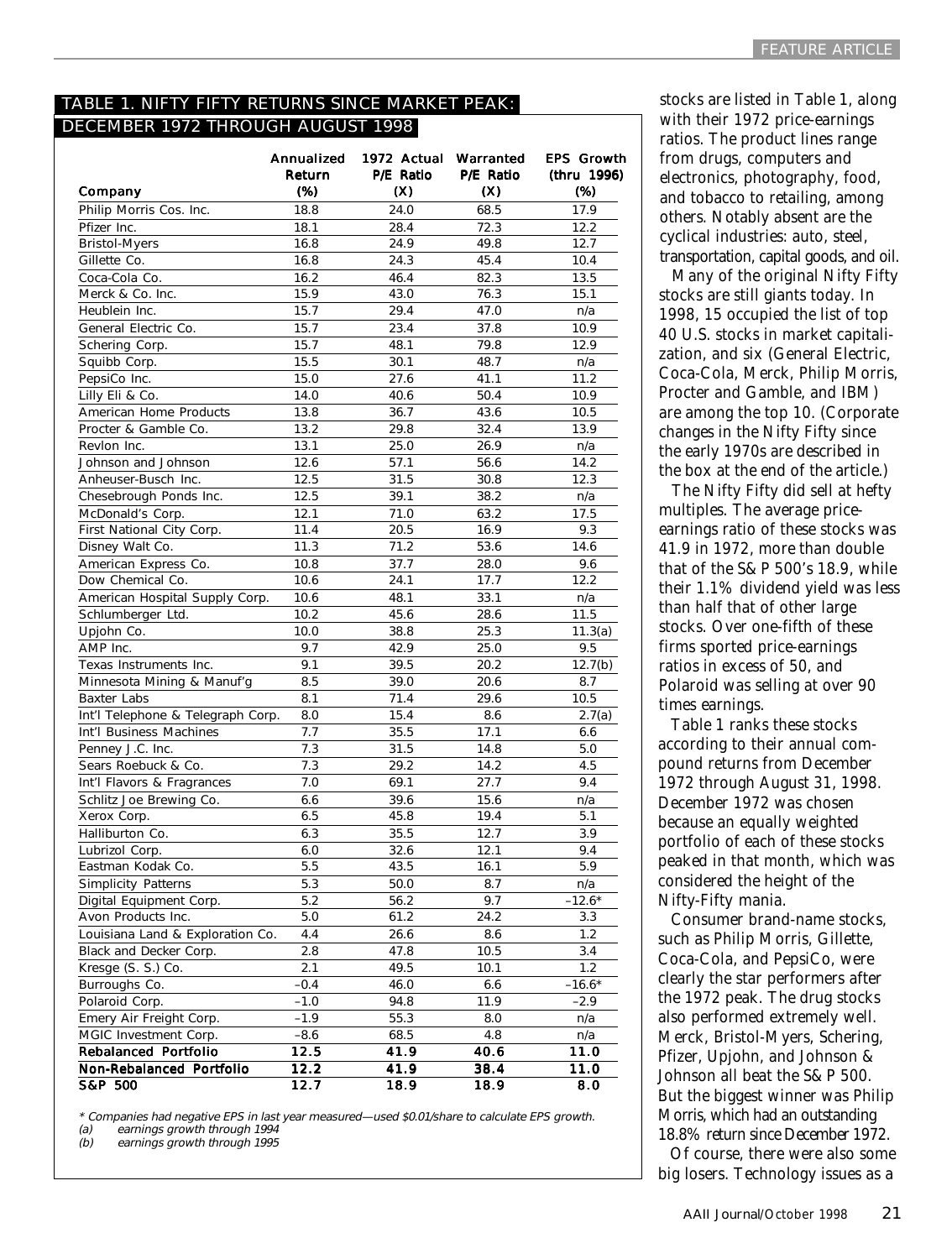### TABLE 1. NIFTY FIFTY RETURNS SINCE MARKET PEAK: DECEMBER 1972 THROUGH AUGUST 1998

| Company | Annualized Return (%) | 1972 Actual P/E Ratio (X) | Warranted P/E Ratio (X) | EPS Growth (thru 1996) (%) |
|---|---|---|---|---|
| Philip Morris Cos. Inc. | 18.8 | 24.0 | 68.5 | 17.9 |
| Pfizer Inc. | 18.1 | 28.4 | 72.3 | 12.2 |
| Bristol-Myers | 16.8 | 24.9 | 49.8 | 12.7 |
| Gillette Co. | 16.8 | 24.3 | 45.4 | 10.4 |
| Coca-Cola Co. | 16.2 | 46.4 | 82.3 | 13.5 |
| Merck & Co. Inc. | 15.9 | 43.0 | 76.3 | 15.1 |
| Heublein Inc. | 15.7 | 29.4 | 47.0 | n/a |
| General Electric Co. | 15.7 | 23.4 | 37.8 | 10.9 |
| Schering Corp. | 15.7 | 48.1 | 79.8 | 12.9 |
| Squibb Corp. | 15.5 | 30.1 | 48.7 | n/a |
| PepsiCo Inc. | 15.0 | 27.6 | 41.1 | 11.2 |
| Lilly Eli & Co. | 14.0 | 40.6 | 50.4 | 10.9 |
| American Home Products | 13.8 | 36.7 | 43.6 | 10.5 |
| Procter & Gamble Co. | 13.2 | 29.8 | 32.4 | 13.9 |
| Revlon Inc. | 13.1 | 25.0 | 26.9 | n/a |
| Johnson and Johnson | 12.6 | 57.1 | 56.6 | 14.2 |
| Anheuser-Busch Inc. | 12.5 | 31.5 | 30.8 | 12.3 |
| Chesebrough Ponds Inc. | 12.5 | 39.1 | 38.2 | n/a |
| McDonald's Corp. | 12.1 | 71.0 | 63.2 | 17.5 |
| First National City Corp. | 11.4 | 20.5 | 16.9 | 9.3 |
| Disney Walt Co. | 11.3 | 71.2 | 53.6 | 14.6 |
| American Express Co. | 10.8 | 37.7 | 28.0 | 9.6 |
| Dow Chemical Co. | 10.6 | 24.1 | 17.7 | 12.2 |
| American Hospital Supply Corp. | 10.6 | 48.1 | 33.1 | n/a |
| Schlumberger Ltd. | 10.2 | 45.6 | 28.6 | 11.5 |
| Upjohn Co. | 10.0 | 38.8 | 25.3 | 11.3(a) |
| AMP Inc. | 9.7 | 42.9 | 25.0 | 9.5 |
| Texas Instruments Inc. | 9.1 | 39.5 | 20.2 | 12.7(b) |
| Minnesota Mining & Manuf'g | 8.5 | 39.0 | 20.6 | 8.7 |
| Baxter Labs | 8.1 | 71.4 | 29.6 | 10.5 |
| Int'l Telephone & Telegraph Corp. | 8.0 | 15.4 | 8.6 | 2.7(a) |
| Int'l Business Machines | 7.7 | 35.5 | 17.1 | 6.6 |
| Penney J.C. Inc. | 7.3 | 31.5 | 14.8 | 5.0 |
| Sears Roebuck & Co. | 7.3 | 29.2 | 14.2 | 4.5 |
| Int'l Flavors & Fragrances | 7.0 | 69.1 | 27.7 | 9.4 |
| Schlitz Joe Brewing Co. | 6.6 | 39.6 | 15.6 | n/a |
| Xerox Corp. | 6.5 | 45.8 | 19.4 | 5.1 |
| Halliburton Co. | 6.3 | 35.5 | 12.7 | 3.9 |
| Lubrizol Corp. | 6.0 | 32.6 | 12.1 | 9.4 |
| Eastman Kodak Co. | 5.5 | 43.5 | 16.1 | 5.9 |
| Simplicity Patterns | 5.3 | 50.0 | 8.7 | n/a |
| Digital Equipment Corp. | 5.2 | 56.2 | 9.7 | –12.6* |
| Avon Products Inc. | 5.0 | 61.2 | 24.2 | 3.3 |
| Louisiana Land & Exploration Co. | 4.4 | 26.6 | 8.6 | 1.2 |
| Black and Decker Corp. | 2.8 | 47.8 | 10.5 | 3.4 |
| Kresge (S. S.) Co. | 2.1 | 49.5 | 10.1 | 1.2 |
| Burroughs Co. | –0.4 | 46.0 | 6.6 | –16.6* |
| Polaroid Corp. | –1.0 | 94.8 | 11.9 | –2.9 |
| Emery Air Freight Corp. | –1.9 | 55.3 | 8.0 | n/a |
| MGIC Investment Corp. | –8.6 | 68.5 | 4.8 | n/a |
| **Rebalanced Portfolio** | **12.5** | **41.9** | **40.6** | **11.0** |
| **Non-Rebalanced Portfolio** | **12.2** | **41.9** | **38.4** | **11.0** |
| **S&P 500** | **12.7** | **18.9** | **18.9** | **8.0** |

*\* Companies had negative EPS in last year measured—used $0.01/share to calculate EPS growth.*
*(a) earnings growth through 1994*
*(b) earnings growth through 1995*

stocks are listed in Table 1, along with their 1972 price-earnings ratios. The product lines range from drugs, computers and electronics, photography, food, and tobacco to retailing, among others. Notably absent are the cyclical industries: auto, steel, transportation, capital goods, and oil.

Many of the original Nifty Fifty stocks are still giants today. In 1998, 15 occupied the list of top 40 U.S. stocks in market capitalization, and six (General Electric, Coca-Cola, Merck, Philip Morris, Procter and Gamble, and IBM) are among the top 10. (Corporate changes in the Nifty Fifty since the early 1970s are described in the box at the end of the article.)

The Nifty Fifty did sell at hefty multiples. The average price-earnings ratio of these stocks was 41.9 in 1972, more than double that of the S&P 500's 18.9, while their 1.1% dividend yield was less than half that of other large stocks. Over one-fifth of these firms sported price-earnings ratios in excess of 50, and Polaroid was selling at over 90 times earnings.

Table 1 ranks these stocks according to their annual compound returns from December 1972 through August 31, 1998. December 1972 was chosen because an equally weighted portfolio of each of these stocks peaked in that month, which was considered the height of the Nifty-Fifty mania.

Consumer brand-name stocks, such as Philip Morris, Gillette, Coca-Cola, and PepsiCo, were clearly the star performers after the 1972 peak. The drug stocks also performed extremely well. Merck, Bristol-Myers, Schering, Pfizer, Upjohn, and Johnson & Johnson all beat the S&P 500. But the biggest winner was Philip Morris, which had an outstanding 18.8% return since December 1972.

Of course, there were also some big losers. Technology issues as a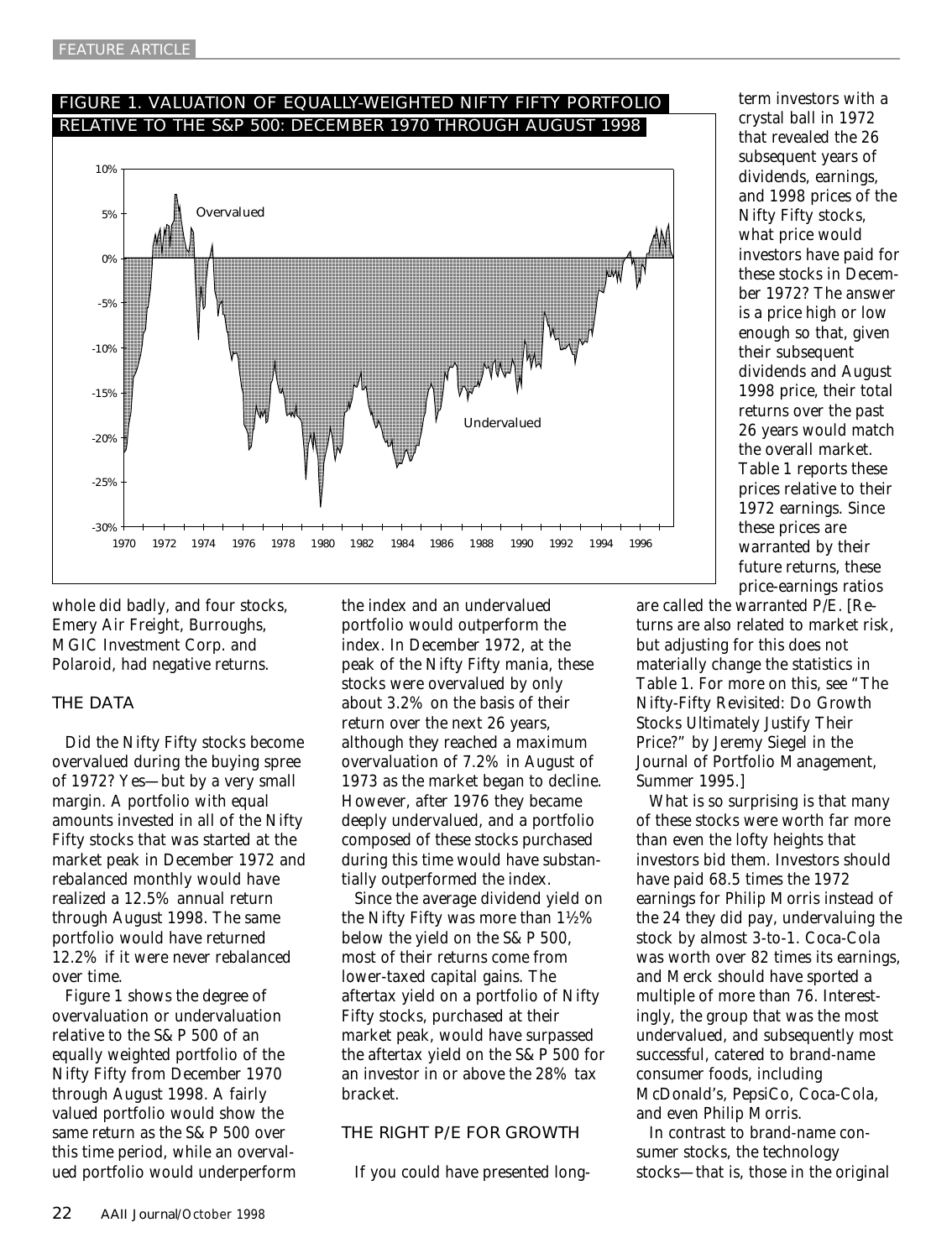FIGURE 1. VALUATION OF EQUALLY-WEIGHTED NIFTY FIFTY PORTFOLIO RELATIVE TO THE S&P 500: DECEMBER 1970 THROUGH AUGUST 1998

whole did badly, and four stocks, Emery Air Freight, Burroughs, MGIC Investment Corp. and Polaroid, had negative returns.

## THE DATA

Did the Nifty Fifty stocks become overvalued during the buying spree of 1972? Yes—but by a very small margin. A portfolio with equal amounts invested in all of the Nifty Fifty stocks that was started at the market peak in December 1972 and rebalanced monthly would have realized a 12.5% annual return through August 1998. The same portfolio would have returned 12.2% if it were never rebalanced over time.

Figure 1 shows the degree of overvaluation or undervaluation relative to the S&P 500 of an equally weighted portfolio of the Nifty Fifty from December 1970 through August 1998. A fairly valued portfolio would show the same return as the S&P 500 over this time period, while an overvalued portfolio would underperform the index and an undervalued portfolio would outperform the index. In December 1972, at the peak of the Nifty Fifty mania, these stocks were overvalued by only about 3.2% on the basis of their return over the next 26 years, although they reached a maximum overvaluation of 7.2% in August of 1973 as the market began to decline. However, after 1976 they became deeply undervalued, and a portfolio composed of these stocks purchased during this time would have substantially outperformed the index.

Since the average dividend yield on the Nifty Fifty was more than 1½% below the yield on the S&P 500, most of their returns come from lower-taxed capital gains. The aftertax yield on a portfolio of Nifty Fifty stocks, purchased at their market peak, would have surpassed the aftertax yield on the S&P 500 for an investor in or above the 28% tax bracket.

## THE RIGHT P/E FOR GROWTH

If you could have presented long-term investors with a crystal ball in 1972 that revealed the 26 subsequent years of dividends, earnings, and 1998 prices of the Nifty Fifty stocks, what price would investors have paid for these stocks in December 1972? The answer is a price high or low enough so that, given their subsequent dividends and August 1998 price, their total returns over the past 26 years would match the overall market. Table 1 reports these prices relative to their 1972 earnings. Since these prices are warranted by their future returns, these price-earnings ratios are called the warranted P/E. [Returns are also related to market risk, but adjusting for this does not materially change the statistics in Table 1. For more on this, see "The Nifty-Fifty Revisited: Do Growth Stocks Ultimately Justify Their Price?" by Jeremy Siegel in the Journal of Portfolio Management, Summer 1995.]

What is so surprising is that many of these stocks were worth far more than even the lofty heights that investors bid them. Investors should have paid 68.5 times the 1972 earnings for Philip Morris instead of the 24 they did pay, undervaluing the stock by almost 3-to-1. Coca-Cola was worth over 82 times its earnings, and Merck should have sported a multiple of more than 76. Interestingly, the group that was the most undervalued, and subsequently most successful, catered to brand-name consumer foods, including McDonald's, PepsiCo, Coca-Cola, and even Philip Morris.

In contrast to brand-name consumer stocks, the technology stocks—that is, those in the original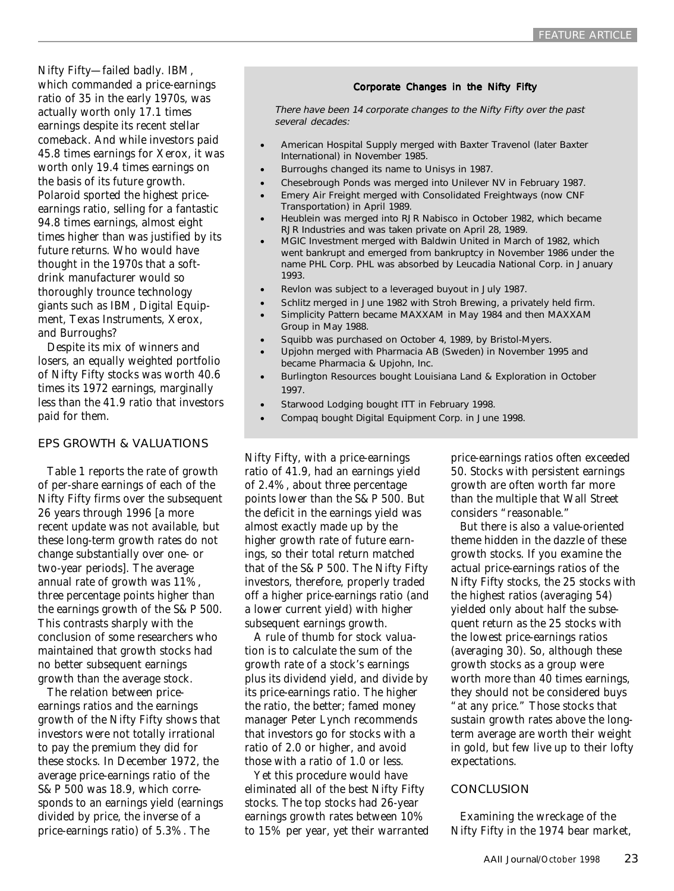Nifty Fifty—failed badly. IBM, which commanded a price-earnings ratio of 35 in the early 1970s, was actually worth only 17.1 times earnings despite its recent stellar comeback. And while investors paid 45.8 times earnings for Xerox, it was worth only 19.4 times earnings on the basis of its future growth. Polaroid sported the highest price-earnings ratio, selling for a fantastic 94.8 times earnings, almost eight times higher than was justified by its future returns. Who would have thought in the 1970s that a soft-drink manufacturer would so thoroughly trounce technology giants such as IBM, Digital Equipment, Texas Instruments, Xerox, and Burroughs?

Despite its mix of winners and losers, an equally weighted portfolio of Nifty Fifty stocks was worth 40.6 times its 1972 earnings, marginally less than the 41.9 ratio that investors paid for them.

### Corporate Changes in the Nifty Fifty

*There have been 14 corporate changes to the Nifty Fifty over the past several decades:*

- American Hospital Supply merged with Baxter Travenol (later Baxter International) in November 1985.
- Burroughs changed its name to Unisys in 1987.
- Chesebrough Ponds was merged into Unilever NV in February 1987.
- Emery Air Freight merged with Consolidated Freightways (now CNF Transportation) in April 1989.
- Heublein was merged into RJR Nabisco in October 1982, which became RJR Industries and was taken private on April 28, 1989.
- MGIC Investment merged with Baldwin United in March of 1982, which went bankrupt and emerged from bankruptcy in November 1986 under the name PHL Corp. PHL was absorbed by Leucadia National Corp. in January 1993.
- Revlon was subject to a leveraged buyout in July 1987.
- Schlitz merged in June 1982 with Stroh Brewing, a privately held firm.
- Simplicity Pattern became MAXXAM in May 1984 and then MAXXAM Group in May 1988.
- Squibb was purchased on October 4, 1989, by Bristol-Myers.
- Upjohn merged with Pharmacia AB (Sweden) in November 1995 and became Pharmacia & Upjohn, Inc.
- Burlington Resources bought Louisiana Land & Exploration in October 1997.
- Starwood Lodging bought ITT in February 1998.
- Compaq bought Digital Equipment Corp. in June 1998.

## EPS GROWTH & VALUATIONS

Table 1 reports the rate of growth of per-share earnings of each of the Nifty Fifty firms over the subsequent 26 years through 1996 [a more recent update was not available, but these long-term growth rates do not change substantially over one- or two-year periods]. The average annual rate of growth was 11%, three percentage points higher than the earnings growth of the S&P 500. This contrasts sharply with the conclusion of some researchers who maintained that growth stocks had no better subsequent earnings growth than the average stock.

The relation between price-earnings ratios and the earnings growth of the Nifty Fifty shows that investors were not totally irrational to pay the premium they did for these stocks. In December 1972, the average price-earnings ratio of the S&P 500 was 18.9, which corresponds to an earnings yield (earnings divided by price, the inverse of a price-earnings ratio) of 5.3%. The Nifty Fifty, with a price-earnings ratio of 41.9, had an earnings yield of 2.4%, about three percentage points lower than the S&P 500. But the deficit in the earnings yield was almost exactly made up by the higher growth rate of future earnings, so their total return matched that of the S&P 500. The Nifty Fifty investors, therefore, properly traded off a higher price-earnings ratio (and a lower current yield) with higher subsequent earnings growth.

A rule of thumb for stock valuation is to calculate the sum of the growth rate of a stock's earnings plus its dividend yield, and divide by its price-earnings ratio. The higher the ratio, the better; famed money manager Peter Lynch recommends that investors go for stocks with a ratio of 2.0 or higher, and avoid those with a ratio of 1.0 or less.

Yet this procedure would have eliminated all of the best Nifty Fifty stocks. The top stocks had 26-year earnings growth rates between 10% to 15% per year, yet their warranted price-earnings ratios often exceeded 50. Stocks with persistent earnings growth are often worth far more than the multiple that Wall Street considers "reasonable."

But there is also a value-oriented theme hidden in the dazzle of these growth stocks. If you examine the actual price-earnings ratios of the Nifty Fifty stocks, the 25 stocks with the highest ratios (averaging 54) yielded only about half the subsequent return as the 25 stocks with the lowest price-earnings ratios (averaging 30). So, although these growth stocks as a group were worth more than 40 times earnings, they should not be considered buys "at any price." Those stocks that sustain growth rates above the long-term average are worth their weight in gold, but few live up to their lofty expectations.

## CONCLUSION

Examining the wreckage of the Nifty Fifty in the 1974 bear market,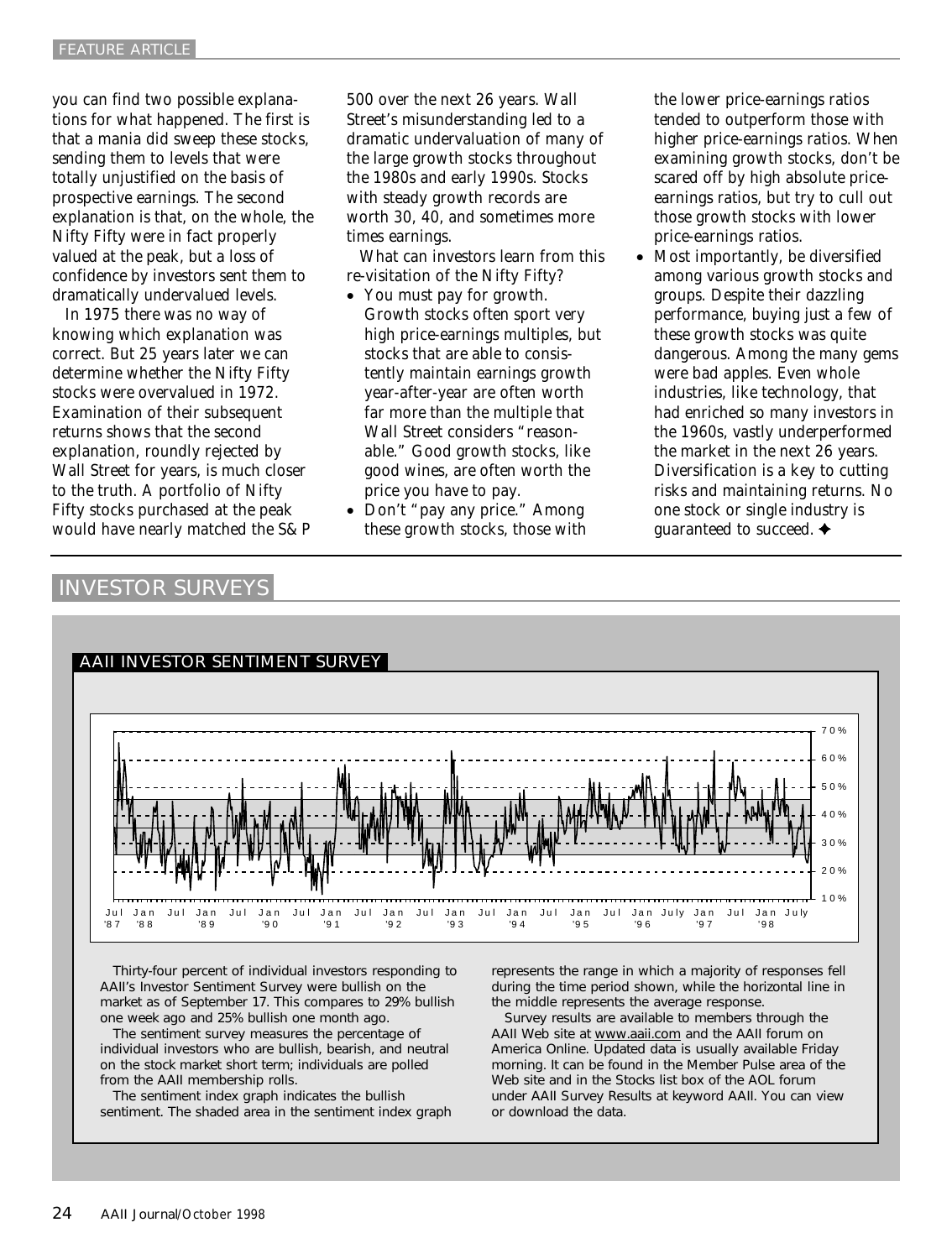you can find two possible explanations for what happened. The first is that a mania did sweep these stocks, sending them to levels that were totally unjustified on the basis of prospective earnings. The second explanation is that, on the whole, the Nifty Fifty were in fact properly valued at the peak, but a loss of confidence by investors sent them to dramatically undervalued levels.

In 1975 there was no way of knowing which explanation was correct. But 25 years later we can determine whether the Nifty Fifty stocks were overvalued in 1972. Examination of their subsequent returns shows that the second explanation, roundly rejected by Wall Street for years, is much closer to the truth. A portfolio of Nifty Fifty stocks purchased at the peak would have nearly matched the S&P 500 over the next 26 years. Wall Street's misunderstanding led to a dramatic undervaluation of many of the large growth stocks throughout the 1980s and early 1990s. Stocks with steady growth records are worth 30, 40, and sometimes more times earnings.

What can investors learn from this re-visitation of the Nifty Fifty?

- You must pay for growth. Growth stocks often sport very high price-earnings multiples, but stocks that are able to consistently maintain earnings growth year-after-year are often worth far more than the multiple that Wall Street considers "reasonable." Good growth stocks, like good wines, are often worth the price you have to pay.
- Don't "pay any price." Among these growth stocks, those with the lower price-earnings ratios tended to outperform those with higher price-earnings ratios. When examining growth stocks, don't be scared off by high absolute price-earnings ratios, but try to cull out those growth stocks with lower price-earnings ratios.
- Most importantly, be diversified among various growth stocks and groups. Despite their dazzling performance, buying just a few of these growth stocks was quite dangerous. Among the many gems were bad apples. Even whole industries, like technology, that had enriched so many investors in the 1960s, vastly underperformed the market in the next 26 years. Diversification is a key to cutting risks and maintaining returns. No one stock or single industry is guaranteed to succeed. ✦

## INVESTOR SURVEYS

### AAII INVESTOR SENTIMENT SURVEY

70%
60%
50%
40%
30%
20%
10%

Jul '87 Jan '88 Jul Jan '89 Jul Jan '90 Jul Jan '91 Jul Jan '92 Jul Jan '93 Jul Jan '94 Jul Jan '95 Jul Jan '96 July Jan '97 Jul Jan '98 July

Thirty-four percent of individual investors responding to AAII's Investor Sentiment Survey were bullish on the market as of September 17. This compares to 29% bullish one week ago and 25% bullish one month ago.

The sentiment survey measures the percentage of individual investors who are bullish, bearish, and neutral on the stock market short term; individuals are polled from the AAII membership rolls.

The sentiment index graph indicates the bullish sentiment. The shaded area in the sentiment index graph represents the range in which a majority of responses fell during the time period shown, while the horizontal line in the middle represents the average response.

Survey results are available to members through the AAII Web site at www.aaii.com and the AAII forum on America Online. Updated data is usually available Friday morning. It can be found in the Member Pulse area of the Web site and in the Stocks list box of the AOL forum under AAII Survey Results at keyword AAII. You can view or download the data.